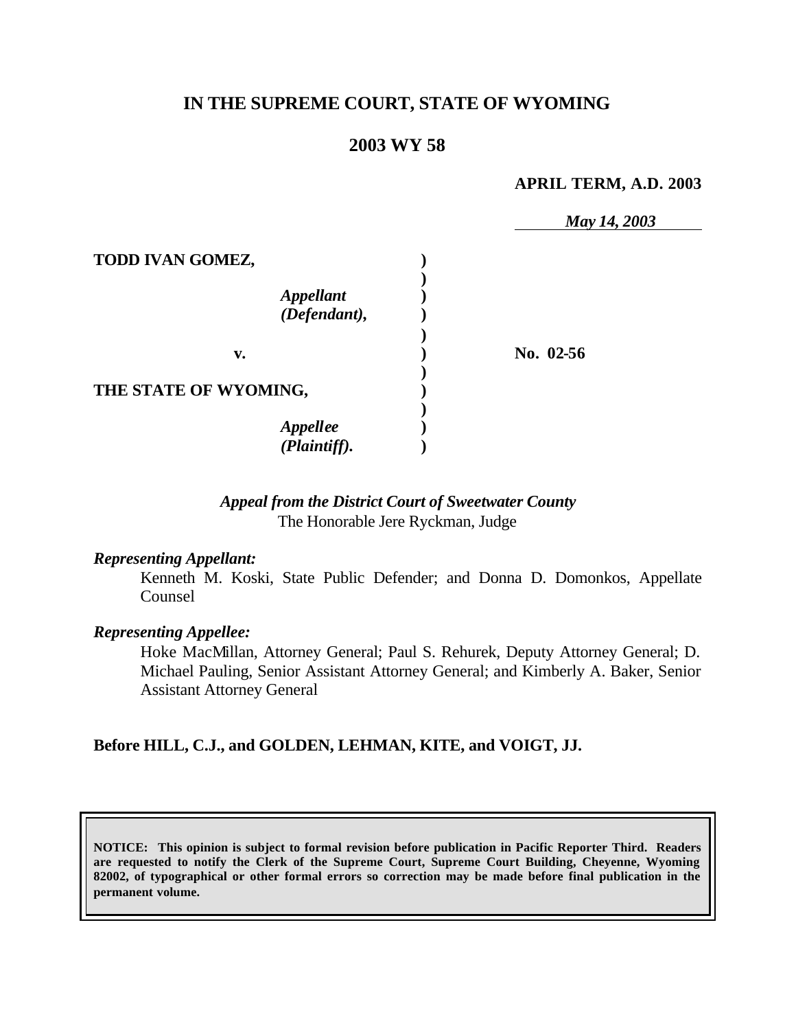**IN THE SUPREME COURT, STATE OF WYOMING**

**2003 WY 58**

**APRIL TERM, A.D. 2003**

*May 14, 2003*

| | | |
|---|---|---|
| **TODD IVAN GOMEZ,** | **)** | |
| *Appellant (Defendant),* | **)** | |
| **v.** | **)** | **No. 02-56** |
| **THE STATE OF WYOMING,** | **)** | |
| *Appellee (Plaintiff).* | **)** | |

*Appeal from the District Court of Sweetwater County*
The Honorable Jere Ryckman, Judge

*Representing Appellant:*

Kenneth M. Koski, State Public Defender; and Donna D. Domonkos, Appellate Counsel

*Representing Appellee:*

Hoke MacMillan, Attorney General; Paul S. Rehurek, Deputy Attorney General; D. Michael Pauling, Senior Assistant Attorney General; and Kimberly A. Baker, Senior Assistant Attorney General

**Before HILL, C.J., and GOLDEN, LEHMAN, KITE, and VOIGT, JJ.**

**NOTICE: This opinion is subject to formal revision before publication in Pacific Reporter Third. Readers are requested to notify the Clerk of the Supreme Court, Supreme Court Building, Cheyenne, Wyoming 82002, of typographical or other formal errors so correction may be made before final publication in the permanent volume.**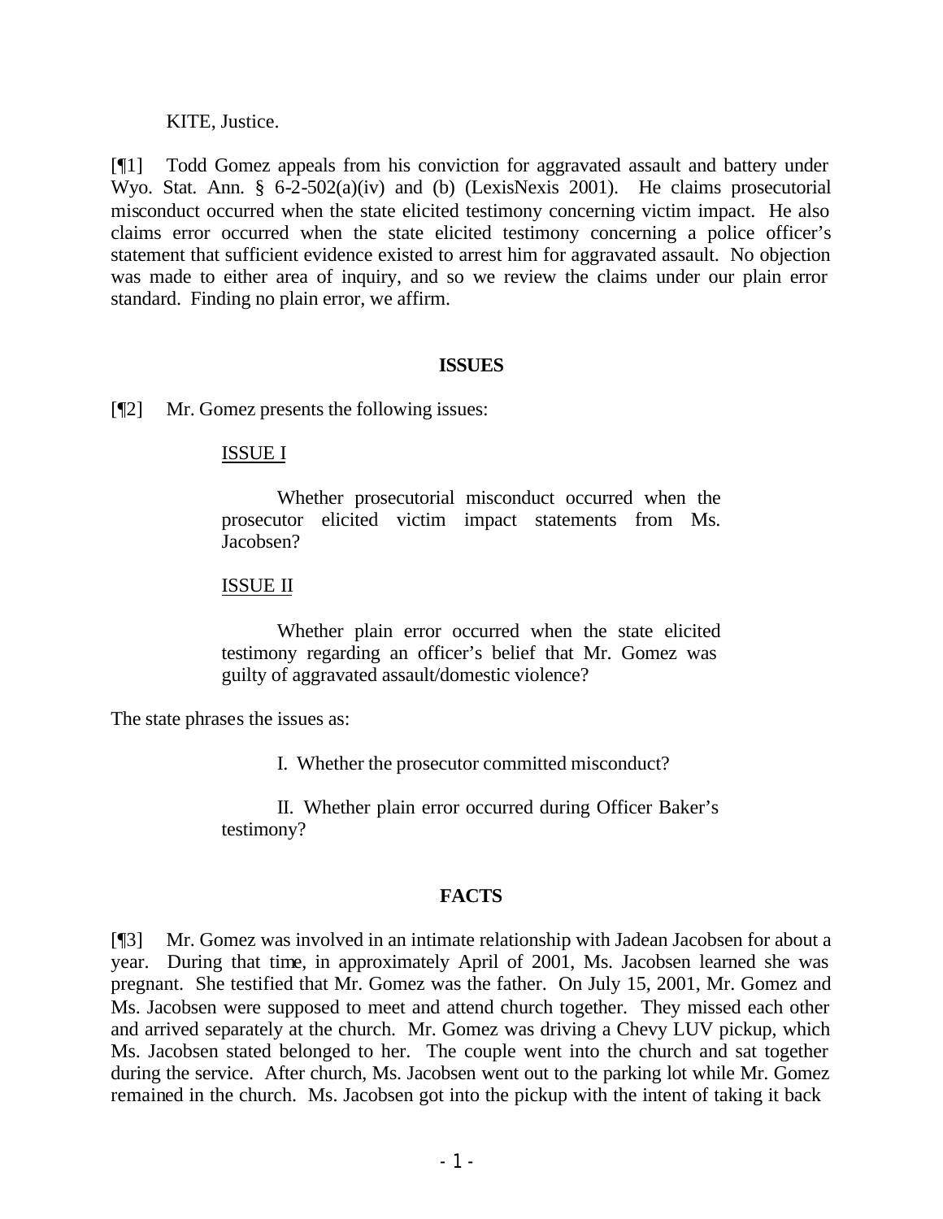KITE, Justice.

[¶1] Todd Gomez appeals from his conviction for aggravated assault and battery under Wyo. Stat. Ann. § 6-2-502(a)(iv) and (b) (LexisNexis 2001). He claims prosecutorial misconduct occurred when the state elicited testimony concerning victim impact. He also claims error occurred when the state elicited testimony concerning a police officer's statement that sufficient evidence existed to arrest him for aggravated assault. No objection was made to either area of inquiry, and so we review the claims under our plain error standard. Finding no plain error, we affirm.

## ISSUES

[¶2] Mr. Gomez presents the following issues:

> ISSUE I
>
> Whether prosecutorial misconduct occurred when the prosecutor elicited victim impact statements from Ms. Jacobsen?
>
> ISSUE II
>
> Whether plain error occurred when the state elicited testimony regarding an officer's belief that Mr. Gomez was guilty of aggravated assault/domestic violence?

The state phrases the issues as:

> I. Whether the prosecutor committed misconduct?
>
> II. Whether plain error occurred during Officer Baker's testimony?

## FACTS

[¶3] Mr. Gomez was involved in an intimate relationship with Jadean Jacobsen for about a year. During that time, in approximately April of 2001, Ms. Jacobsen learned she was pregnant. She testified that Mr. Gomez was the father. On July 15, 2001, Mr. Gomez and Ms. Jacobsen were supposed to meet and attend church together. They missed each other and arrived separately at the church. Mr. Gomez was driving a Chevy LUV pickup, which Ms. Jacobsen stated belonged to her. The couple went into the church and sat together during the service. After church, Ms. Jacobsen went out to the parking lot while Mr. Gomez remained in the church. Ms. Jacobsen got into the pickup with the intent of taking it back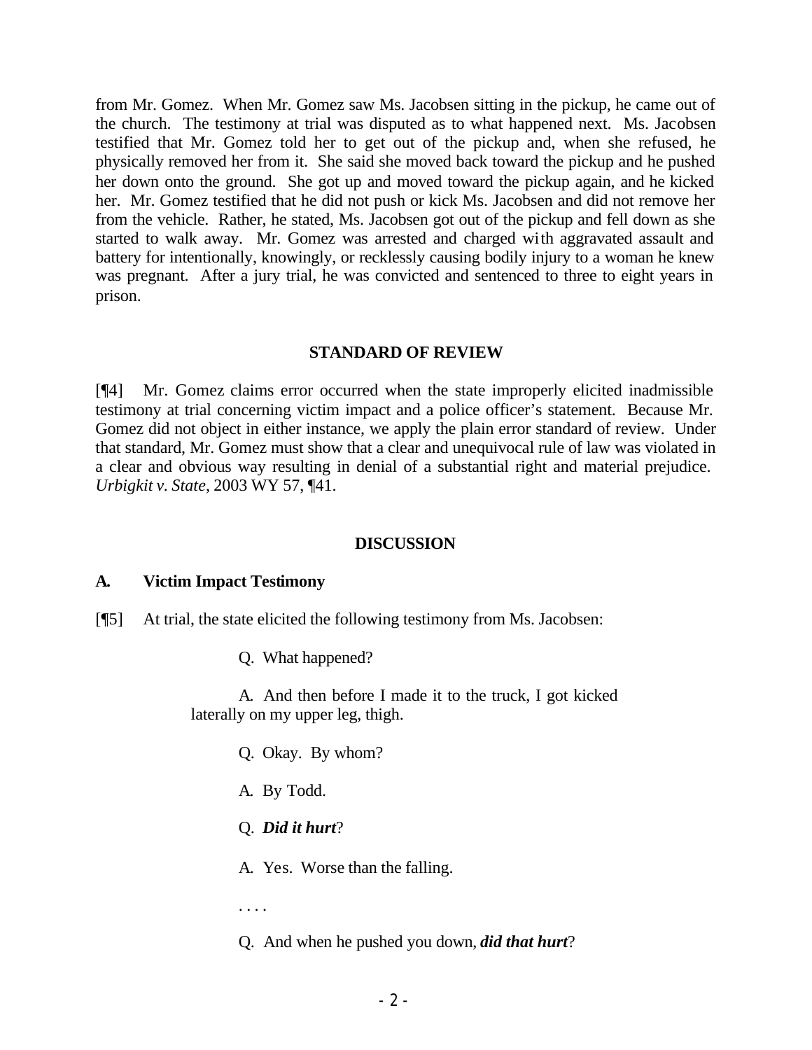from Mr. Gomez. When Mr. Gomez saw Ms. Jacobsen sitting in the pickup, he came out of the church. The testimony at trial was disputed as to what happened next. Ms. Jacobsen testified that Mr. Gomez told her to get out of the pickup and, when she refused, he physically removed her from it. She said she moved back toward the pickup and he pushed her down onto the ground. She got up and moved toward the pickup again, and he kicked her. Mr. Gomez testified that he did not push or kick Ms. Jacobsen and did not remove her from the vehicle. Rather, he stated, Ms. Jacobsen got out of the pickup and fell down as she started to walk away. Mr. Gomez was arrested and charged with aggravated assault and battery for intentionally, knowingly, or recklessly causing bodily injury to a woman he knew was pregnant. After a jury trial, he was convicted and sentenced to three to eight years in prison.

## STANDARD OF REVIEW

[¶4] Mr. Gomez claims error occurred when the state improperly elicited inadmissible testimony at trial concerning victim impact and a police officer's statement. Because Mr. Gomez did not object in either instance, we apply the plain error standard of review. Under that standard, Mr. Gomez must show that a clear and unequivocal rule of law was violated in a clear and obvious way resulting in denial of a substantial right and material prejudice. *Urbigkit v. State*, 2003 WY 57, ¶41.

## DISCUSSION

### A. Victim Impact Testimony

[¶5] At trial, the state elicited the following testimony from Ms. Jacobsen:

> Q. What happened?
>
> A. And then before I made it to the truck, I got kicked laterally on my upper leg, thigh.
>
> Q. Okay. By whom?
>
> A. By Todd.
>
> Q. ***Did it hurt***?
>
> A. Yes. Worse than the falling.
>
> . . . .
>
> Q. And when he pushed you down, ***did that hurt***?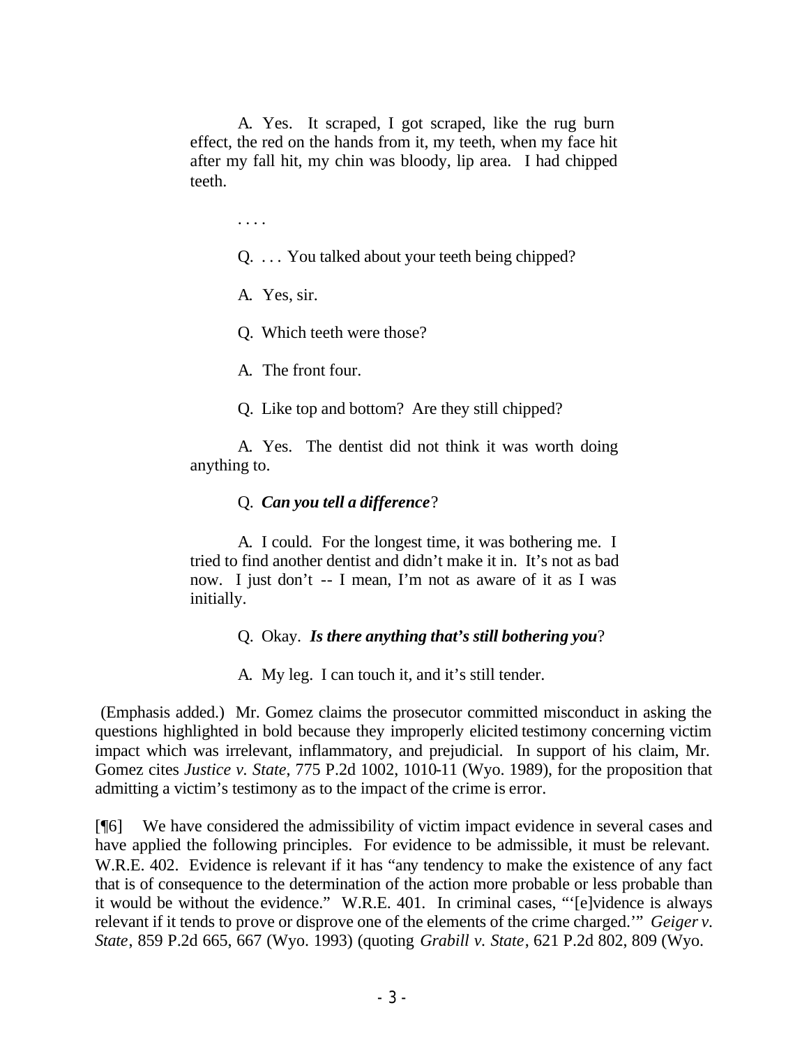> A. Yes. It scraped, I got scraped, like the rug burn effect, the red on the hands from it, my teeth, when my face hit after my fall hit, my chin was bloody, lip area. I had chipped teeth.
>
> . . . .
>
> Q. . . . You talked about your teeth being chipped?
>
> A. Yes, sir.
>
> Q. Which teeth were those?
>
> A. The front four.
>
> Q. Like top and bottom? Are they still chipped?
>
> A. Yes. The dentist did not think it was worth doing anything to.
>
> Q. ***Can you tell a difference***?
>
> A. I could. For the longest time, it was bothering me. I tried to find another dentist and didn't make it in. It's not as bad now. I just don't -- I mean, I'm not as aware of it as I was initially.
>
> Q. Okay. ***Is there anything that's still bothering you***?
>
> A. My leg. I can touch it, and it's still tender.

(Emphasis added.) Mr. Gomez claims the prosecutor committed misconduct in asking the questions highlighted in bold because they improperly elicited testimony concerning victim impact which was irrelevant, inflammatory, and prejudicial. In support of his claim, Mr. Gomez cites *Justice v. State*, 775 P.2d 1002, 1010-11 (Wyo. 1989), for the proposition that admitting a victim's testimony as to the impact of the crime is error.

[¶6] We have considered the admissibility of victim impact evidence in several cases and have applied the following principles. For evidence to be admissible, it must be relevant. W.R.E. 402. Evidence is relevant if it has "any tendency to make the existence of any fact that is of consequence to the determination of the action more probable or less probable than it would be without the evidence." W.R.E. 401. In criminal cases, "'[e]vidence is always relevant if it tends to prove or disprove one of the elements of the crime charged.'" *Geiger v. State*, 859 P.2d 665, 667 (Wyo. 1993) (quoting *Grabill v. State*, 621 P.2d 802, 809 (Wyo.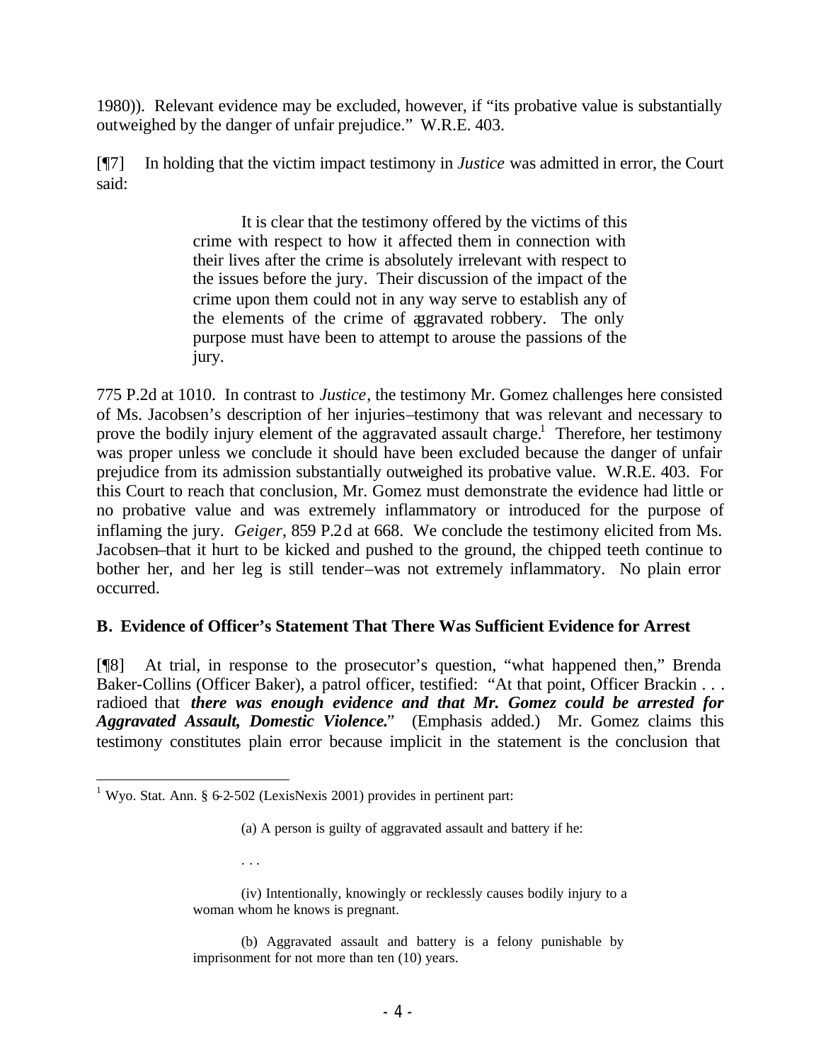1980)). Relevant evidence may be excluded, however, if "its probative value is substantially outweighed by the danger of unfair prejudice." W.R.E. 403.

[¶7] In holding that the victim impact testimony in *Justice* was admitted in error, the Court said:

> It is clear that the testimony offered by the victims of this crime with respect to how it affected them in connection with their lives after the crime is absolutely irrelevant with respect to the issues before the jury. Their discussion of the impact of the crime upon them could not in any way serve to establish any of the elements of the crime of aggravated robbery. The only purpose must have been to attempt to arouse the passions of the jury.

775 P.2d at 1010. In contrast to *Justice*, the testimony Mr. Gomez challenges here consisted of Ms. Jacobsen's description of her injuries–testimony that was relevant and necessary to prove the bodily injury element of the aggravated assault charge.[1] Therefore, her testimony was proper unless we conclude it should have been excluded because the danger of unfair prejudice from its admission substantially outweighed its probative value. W.R.E. 403. For this Court to reach that conclusion, Mr. Gomez must demonstrate the evidence had little or no probative value and was extremely inflammatory or introduced for the purpose of inflaming the jury. *Geiger*, 859 P.2d at 668. We conclude the testimony elicited from Ms. Jacobsen–that it hurt to be kicked and pushed to the ground, the chipped teeth continue to bother her, and her leg is still tender–was not extremely inflammatory. No plain error occurred.

### B. Evidence of Officer's Statement That There Was Sufficient Evidence for Arrest

[¶8] At trial, in response to the prosecutor's question, "what happened then," Brenda Baker-Collins (Officer Baker), a patrol officer, testified: "At that point, Officer Brackin . . . radioed that ***there was enough evidence and that Mr. Gomez could be arrested for Aggravated Assault, Domestic Violence.***" (Emphasis added.) Mr. Gomez claims this testimony constitutes plain error because implicit in the statement is the conclusion that

---

[1] Wyo. Stat. Ann. § 6-2-502 (LexisNexis 2001) provides in pertinent part:

> (a) A person is guilty of aggravated assault and battery if he:
>
> . . .
>
> (iv) Intentionally, knowingly or recklessly causes bodily injury to a woman whom he knows is pregnant.
>
> (b) Aggravated assault and battery is a felony punishable by imprisonment for not more than ten (10) years.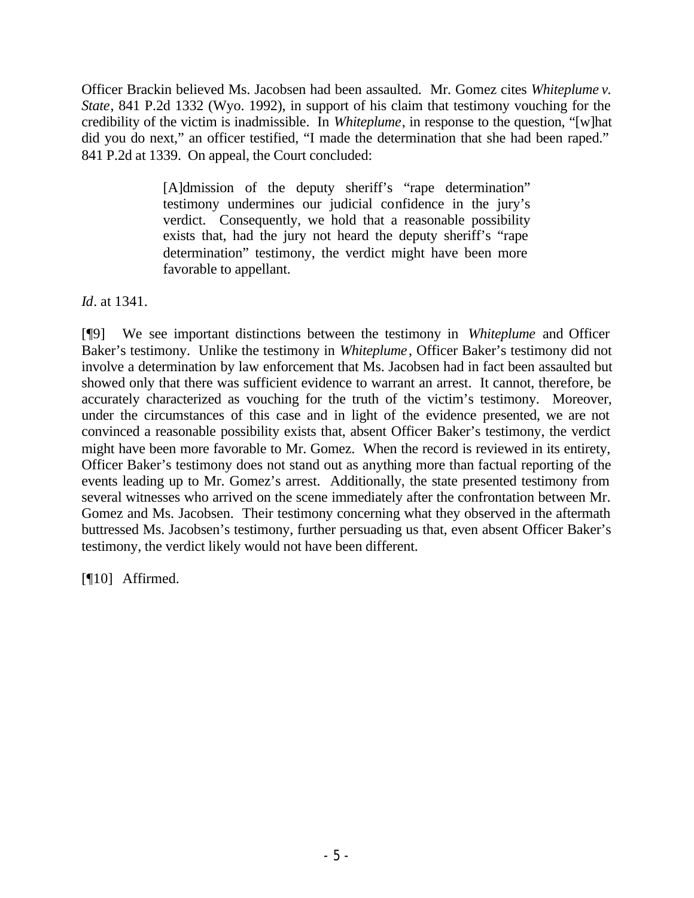Officer Brackin believed Ms. Jacobsen had been assaulted. Mr. Gomez cites *Whiteplume v. State*, 841 P.2d 1332 (Wyo. 1992), in support of his claim that testimony vouching for the credibility of the victim is inadmissible. In *Whiteplume*, in response to the question, "[w]hat did you do next," an officer testified, "I made the determination that she had been raped." 841 P.2d at 1339. On appeal, the Court concluded:

> [A]dmission of the deputy sheriff's "rape determination" testimony undermines our judicial confidence in the jury's verdict. Consequently, we hold that a reasonable possibility exists that, had the jury not heard the deputy sheriff's "rape determination" testimony, the verdict might have been more favorable to appellant.

*Id*. at 1341.

[¶9] We see important distinctions between the testimony in *Whiteplume* and Officer Baker's testimony. Unlike the testimony in *Whiteplume*, Officer Baker's testimony did not involve a determination by law enforcement that Ms. Jacobsen had in fact been assaulted but showed only that there was sufficient evidence to warrant an arrest. It cannot, therefore, be accurately characterized as vouching for the truth of the victim's testimony. Moreover, under the circumstances of this case and in light of the evidence presented, we are not convinced a reasonable possibility exists that, absent Officer Baker's testimony, the verdict might have been more favorable to Mr. Gomez. When the record is reviewed in its entirety, Officer Baker's testimony does not stand out as anything more than factual reporting of the events leading up to Mr. Gomez's arrest. Additionally, the state presented testimony from several witnesses who arrived on the scene immediately after the confrontation between Mr. Gomez and Ms. Jacobsen. Their testimony concerning what they observed in the aftermath buttressed Ms. Jacobsen's testimony, further persuading us that, even absent Officer Baker's testimony, the verdict likely would not have been different.

[¶10] Affirmed.